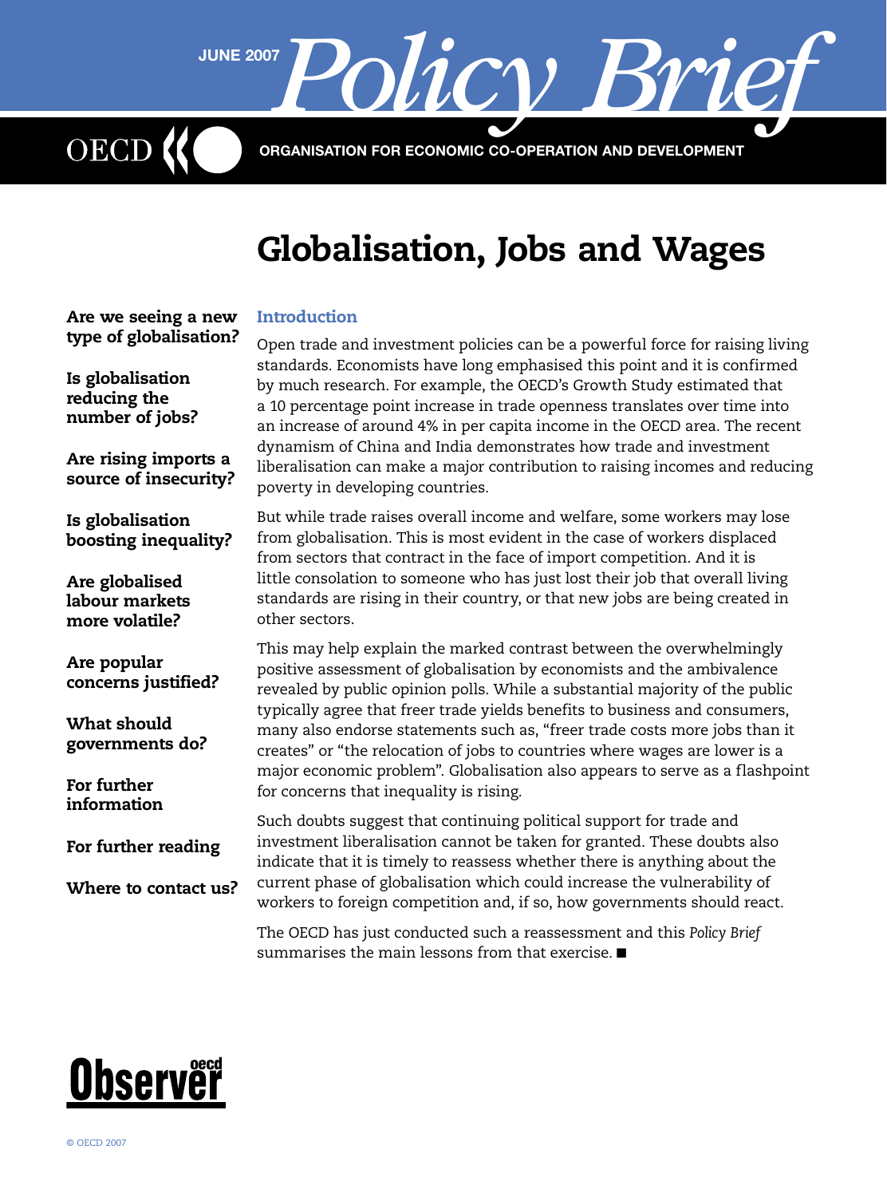JUNE 2007 *Policy Brief*

OECD

ORGANISATION FOR ECONOMIC CO-OPERATION AND DEVELOPMENT

# Globalisation, Jobs and Wages

**Are we seeing a new type of globalisation?**

**Is globalisation reducing the number of jobs?**

**Are rising imports a source of insecurity?**

**Is globalisation boosting inequality?**

**Are globalised labour markets more volatile?**

**Are popular concerns justified?**

**What should governments do?**

**For further information**

**For further reading**

**Where to contact us?**

## Introduction

Open trade and investment policies can be a powerful force for raising living standards. Economists have long emphasised this point and it is confirmed by much research. For example, the OECD's Growth Study estimated that a 10 percentage point increase in trade openness translates over time into an increase of around 4% in per capita income in the OECD area. The recent dynamism of China and India demonstrates how trade and investment liberalisation can make a major contribution to raising incomes and reducing poverty in developing countries.

But while trade raises overall income and welfare, some workers may lose from globalisation. This is most evident in the case of workers displaced from sectors that contract in the face of import competition. And it is little consolation to someone who has just lost their job that overall living standards are rising in their country, or that new jobs are being created in other sectors.

This may help explain the marked contrast between the overwhelmingly positive assessment of globalisation by economists and the ambivalence revealed by public opinion polls. While a substantial majority of the public typically agree that freer trade yields benefits to business and consumers, many also endorse statements such as, "freer trade costs more jobs than it creates" or "the relocation of jobs to countries where wages are lower is a major economic problem". Globalisation also appears to serve as a flashpoint for concerns that inequality is rising.

Such doubts suggest that continuing political support for trade and investment liberalisation cannot be taken for granted. These doubts also indicate that it is timely to reassess whether there is anything about the current phase of globalisation which could increase the vulnerability of workers to foreign competition and, if so, how governments should react.

The OECD has just conducted such a reassessment and this *Policy Brief* summarises the main lessons from that exercise. ■

Observer oecd

© OECD 2007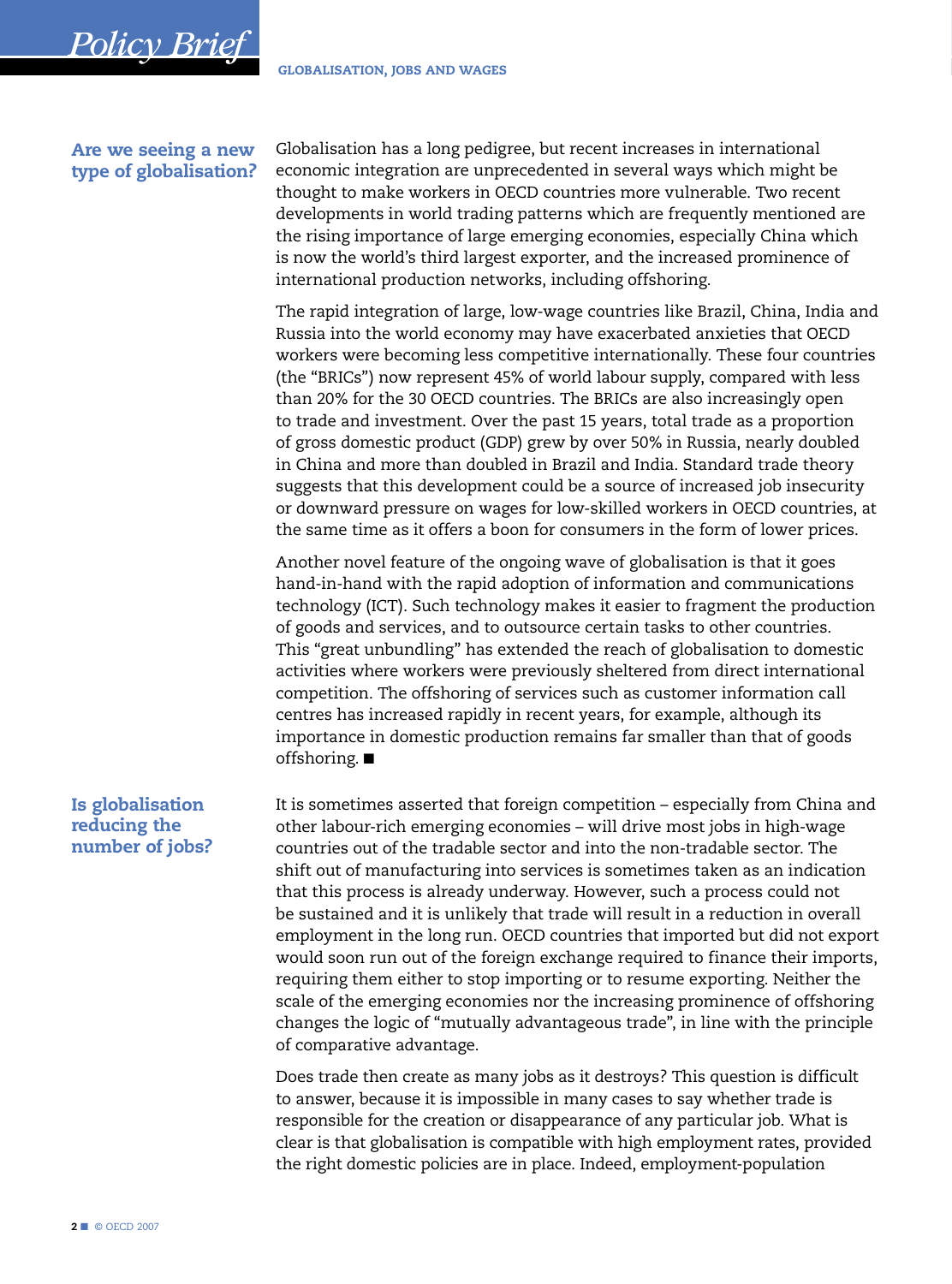## Are we seeing a new type of globalisation?

Globalisation has a long pedigree, but recent increases in international economic integration are unprecedented in several ways which might be thought to make workers in OECD countries more vulnerable. Two recent developments in world trading patterns which are frequently mentioned are the rising importance of large emerging economies, especially China which is now the world's third largest exporter, and the increased prominence of international production networks, including offshoring.

The rapid integration of large, low-wage countries like Brazil, China, India and Russia into the world economy may have exacerbated anxieties that OECD workers were becoming less competitive internationally. These four countries (the "BRICs") now represent 45% of world labour supply, compared with less than 20% for the 30 OECD countries. The BRICs are also increasingly open to trade and investment. Over the past 15 years, total trade as a proportion of gross domestic product (GDP) grew by over 50% in Russia, nearly doubled in China and more than doubled in Brazil and India. Standard trade theory suggests that this development could be a source of increased job insecurity or downward pressure on wages for low-skilled workers in OECD countries, at the same time as it offers a boon for consumers in the form of lower prices.

Another novel feature of the ongoing wave of globalisation is that it goes hand-in-hand with the rapid adoption of information and communications technology (ICT). Such technology makes it easier to fragment the production of goods and services, and to outsource certain tasks to other countries. This "great unbundling" has extended the reach of globalisation to domestic activities where workers were previously sheltered from direct international competition. The offshoring of services such as customer information call centres has increased rapidly in recent years, for example, although its importance in domestic production remains far smaller than that of goods offshoring. ■

## Is globalisation reducing the number of jobs?

It is sometimes asserted that foreign competition – especially from China and other labour-rich emerging economies – will drive most jobs in high-wage countries out of the tradable sector and into the non-tradable sector. The shift out of manufacturing into services is sometimes taken as an indication that this process is already underway. However, such a process could not be sustained and it is unlikely that trade will result in a reduction in overall employment in the long run. OECD countries that imported but did not export would soon run out of the foreign exchange required to finance their imports, requiring them either to stop importing or to resume exporting. Neither the scale of the emerging economies nor the increasing prominence of offshoring changes the logic of "mutually advantageous trade", in line with the principle of comparative advantage.

Does trade then create as many jobs as it destroys? This question is difficult to answer, because it is impossible in many cases to say whether trade is responsible for the creation or disappearance of any particular job. What is clear is that globalisation is compatible with high employment rates, provided the right domestic policies are in place. Indeed, employment-population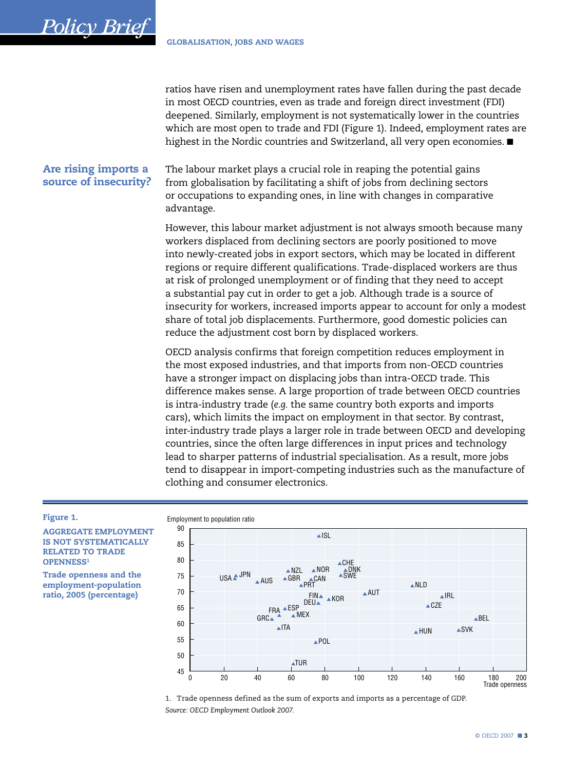ratios have risen and unemployment rates have fallen during the past decade in most OECD countries, even as trade and foreign direct investment (FDI) deepened. Similarly, employment is not systematically lower in the countries which are most open to trade and FDI (Figure 1). Indeed, employment rates are highest in the Nordic countries and Switzerland, all very open economies. ■

## Are rising imports a source of insecurity?

The labour market plays a crucial role in reaping the potential gains from globalisation by facilitating a shift of jobs from declining sectors or occupations to expanding ones, in line with changes in comparative advantage.

However, this labour market adjustment is not always smooth because many workers displaced from declining sectors are poorly positioned to move into newly-created jobs in export sectors, which may be located in different regions or require different qualifications. Trade-displaced workers are thus at risk of prolonged unemployment or of finding that they need to accept a substantial pay cut in order to get a job. Although trade is a source of insecurity for workers, increased imports appear to account for only a modest share of total job displacements. Furthermore, good domestic policies can reduce the adjustment cost born by displaced workers.

OECD analysis confirms that foreign competition reduces employment in the most exposed industries, and that imports from non-OECD countries have a stronger impact on displacing jobs than intra-OECD trade. This difference makes sense. A large proportion of trade between OECD countries is intra-industry trade (*e.g.* the same country both exports and imports cars), which limits the impact on employment in that sector. By contrast, inter-industry trade plays a larger role in trade between OECD and developing countries, since the often large differences in input prices and technology lead to sharper patterns of industrial specialisation. As a result, more jobs tend to disappear in import-competing industries such as the manufacture of clothing and consumer electronics.

**Figure 1.**

**AGGREGATE EMPLOYMENT IS NOT SYSTEMATICALLY RELATED TO TRADE OPENNESS[1]**

**Trade openness and the employment-population ratio, 2005 (percentage)**

1. Trade openness defined as the sum of exports and imports as a percentage of GDP.

*Source: OECD Employment Outlook 2007.*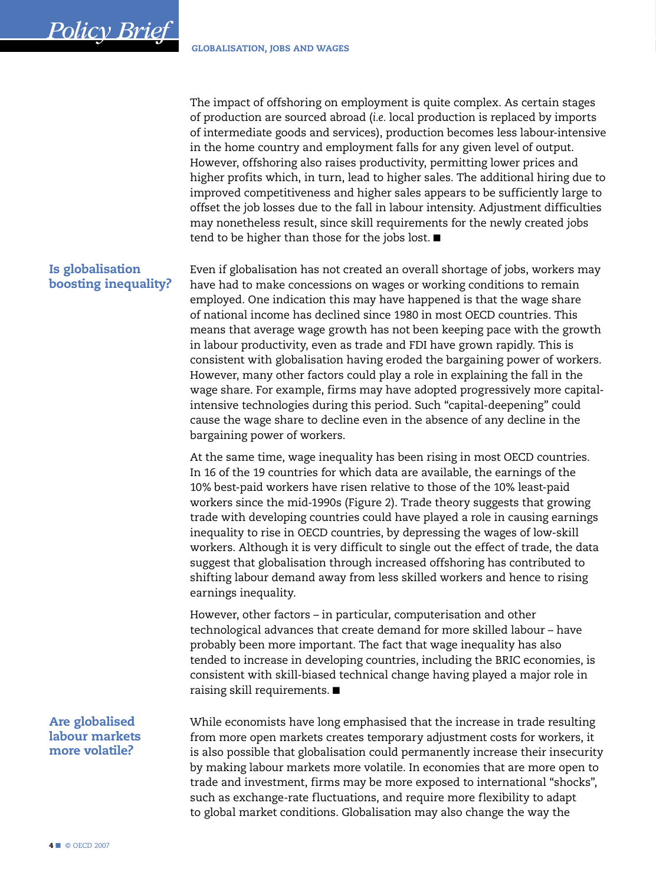The impact of offshoring on employment is quite complex. As certain stages of production are sourced abroad (*i.e.* local production is replaced by imports of intermediate goods and services), production becomes less labour-intensive in the home country and employment falls for any given level of output. However, offshoring also raises productivity, permitting lower prices and higher profits which, in turn, lead to higher sales. The additional hiring due to improved competitiveness and higher sales appears to be sufficiently large to offset the job losses due to the fall in labour intensity. Adjustment difficulties may nonetheless result, since skill requirements for the newly created jobs tend to be higher than those for the jobs lost. ■

## Is globalisation boosting inequality?

Even if globalisation has not created an overall shortage of jobs, workers may have had to make concessions on wages or working conditions to remain employed. One indication this may have happened is that the wage share of national income has declined since 1980 in most OECD countries. This means that average wage growth has not been keeping pace with the growth in labour productivity, even as trade and FDI have grown rapidly. This is consistent with globalisation having eroded the bargaining power of workers. However, many other factors could play a role in explaining the fall in the wage share. For example, firms may have adopted progressively more capital-intensive technologies during this period. Such "capital-deepening" could cause the wage share to decline even in the absence of any decline in the bargaining power of workers.

At the same time, wage inequality has been rising in most OECD countries. In 16 of the 19 countries for which data are available, the earnings of the 10% best-paid workers have risen relative to those of the 10% least-paid workers since the mid-1990s (Figure 2). Trade theory suggests that growing trade with developing countries could have played a role in causing earnings inequality to rise in OECD countries, by depressing the wages of low-skill workers. Although it is very difficult to single out the effect of trade, the data suggest that globalisation through increased offshoring has contributed to shifting labour demand away from less skilled workers and hence to rising earnings inequality.

However, other factors – in particular, computerisation and other technological advances that create demand for more skilled labour – have probably been more important. The fact that wage inequality has also tended to increase in developing countries, including the BRIC economies, is consistent with skill-biased technical change having played a major role in raising skill requirements. ■

## Are globalised labour markets more volatile?

While economists have long emphasised that the increase in trade resulting from more open markets creates temporary adjustment costs for workers, it is also possible that globalisation could permanently increase their insecurity by making labour markets more volatile. In economies that are more open to trade and investment, firms may be more exposed to international "shocks", such as exchange-rate fluctuations, and require more flexibility to adapt to global market conditions. Globalisation may also change the way the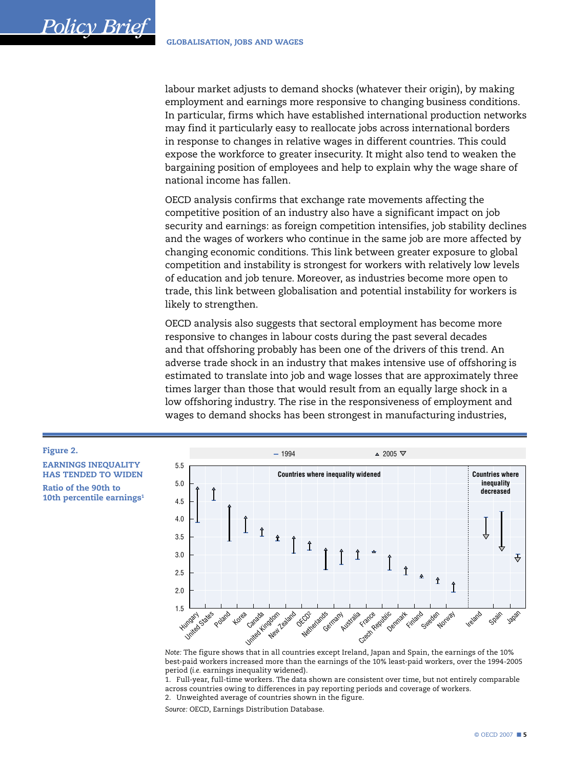labour market adjusts to demand shocks (whatever their origin), by making employment and earnings more responsive to changing business conditions. In particular, firms which have established international production networks may find it particularly easy to reallocate jobs across international borders in response to changes in relative wages in different countries. This could expose the workforce to greater insecurity. It might also tend to weaken the bargaining position of employees and help to explain why the wage share of national income has fallen.

OECD analysis confirms that exchange rate movements affecting the competitive position of an industry also have a significant impact on job security and earnings: as foreign competition intensifies, job stability declines and the wages of workers who continue in the same job are more affected by changing economic conditions. This link between greater exposure to global competition and instability is strongest for workers with relatively low levels of education and job tenure. Moreover, as industries become more open to trade, this link between globalisation and potential instability for workers is likely to strengthen.

OECD analysis also suggests that sectoral employment has become more responsive to changes in labour costs during the past several decades and that offshoring probably has been one of the drivers of this trend. An adverse trade shock in an industry that makes intensive use of offshoring is estimated to translate into job and wage losses that are approximately three times larger than those that would result from an equally large shock in a low offshoring industry. The rise in the responsiveness of employment and wages to demand shocks has been strongest in manufacturing industries,

**Figure 2.**

**EARNINGS INEQUALITY HAS TENDED TO WIDEN**

**Ratio of the 90th to 10th percentile earnings[1]**

*Note:* The figure shows that in all countries except Ireland, Japan and Spain, the earnings of the 10% best-paid workers increased more than the earnings of the 10% least-paid workers, over the 1994-2005 period (*i.e.* earnings inequality widened).

1. Full-year, full-time workers. The data shown are consistent over time, but not entirely comparable across countries owing to differences in pay reporting periods and coverage of workers.
2. Unweighted average of countries shown in the figure.

*Source:* OECD, Earnings Distribution Database.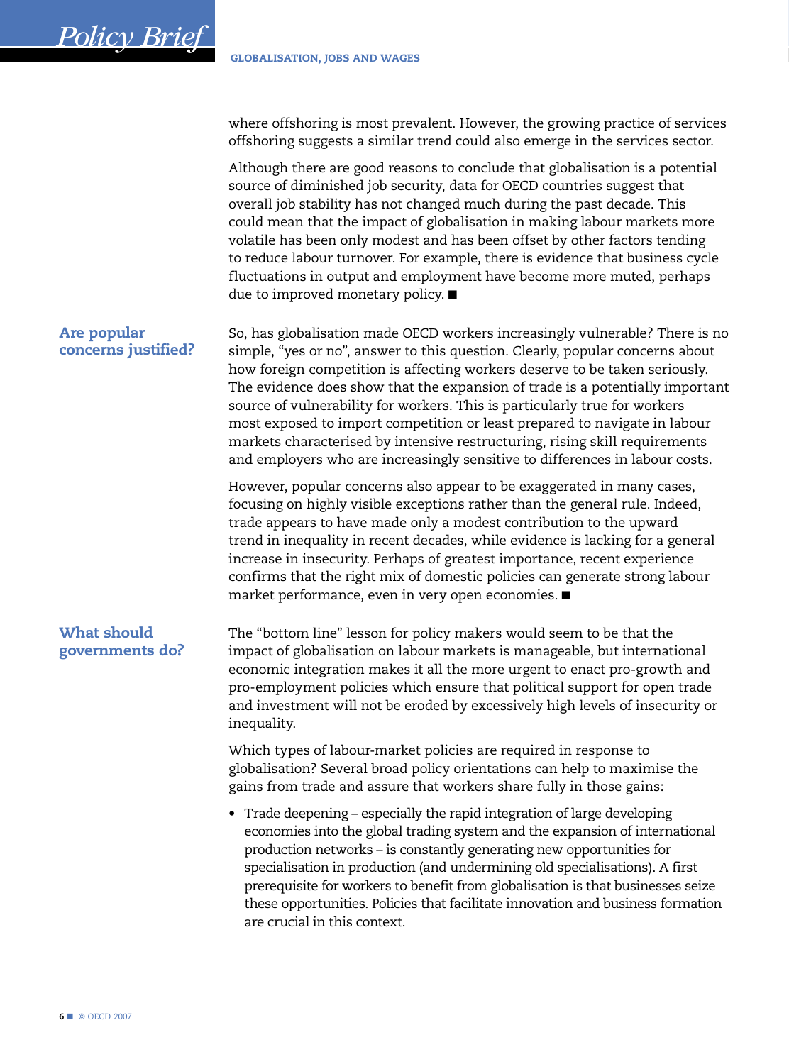where offshoring is most prevalent. However, the growing practice of services offshoring suggests a similar trend could also emerge in the services sector.

Although there are good reasons to conclude that globalisation is a potential source of diminished job security, data for OECD countries suggest that overall job stability has not changed much during the past decade. This could mean that the impact of globalisation in making labour markets more volatile has been only modest and has been offset by other factors tending to reduce labour turnover. For example, there is evidence that business cycle fluctuations in output and employment have become more muted, perhaps due to improved monetary policy. ■

## Are popular concerns justified?

So, has globalisation made OECD workers increasingly vulnerable? There is no simple, "yes or no", answer to this question. Clearly, popular concerns about how foreign competition is affecting workers deserve to be taken seriously. The evidence does show that the expansion of trade is a potentially important source of vulnerability for workers. This is particularly true for workers most exposed to import competition or least prepared to navigate in labour markets characterised by intensive restructuring, rising skill requirements and employers who are increasingly sensitive to differences in labour costs.

However, popular concerns also appear to be exaggerated in many cases, focusing on highly visible exceptions rather than the general rule. Indeed, trade appears to have made only a modest contribution to the upward trend in inequality in recent decades, while evidence is lacking for a general increase in insecurity. Perhaps of greatest importance, recent experience confirms that the right mix of domestic policies can generate strong labour market performance, even in very open economies. ■

## What should governments do?

The "bottom line" lesson for policy makers would seem to be that the impact of globalisation on labour markets is manageable, but international economic integration makes it all the more urgent to enact pro-growth and pro-employment policies which ensure that political support for open trade and investment will not be eroded by excessively high levels of insecurity or inequality.

Which types of labour-market policies are required in response to globalisation? Several broad policy orientations can help to maximise the gains from trade and assure that workers share fully in those gains:

- Trade deepening – especially the rapid integration of large developing economies into the global trading system and the expansion of international production networks – is constantly generating new opportunities for specialisation in production (and undermining old specialisations). A first prerequisite for workers to benefit from globalisation is that businesses seize these opportunities. Policies that facilitate innovation and business formation are crucial in this context.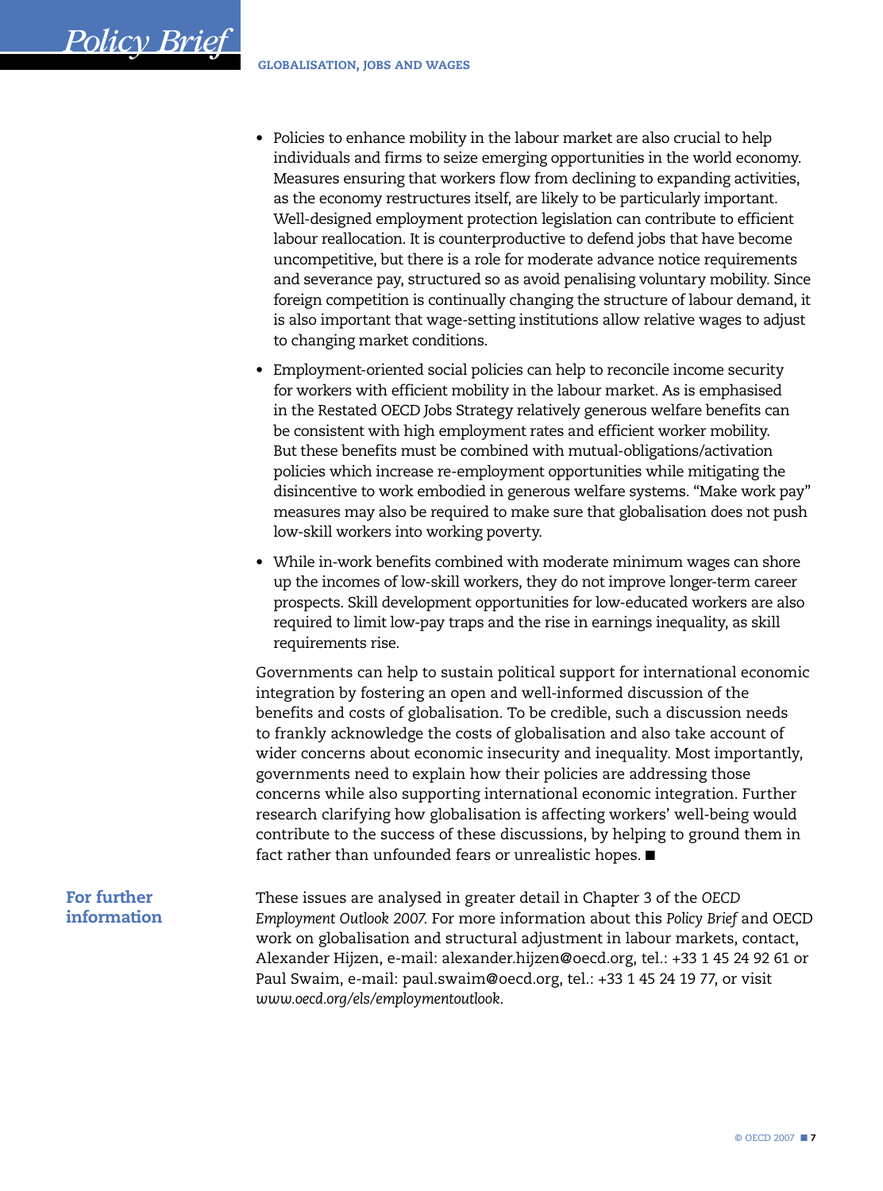- Policies to enhance mobility in the labour market are also crucial to help individuals and firms to seize emerging opportunities in the world economy. Measures ensuring that workers flow from declining to expanding activities, as the economy restructures itself, are likely to be particularly important. Well-designed employment protection legislation can contribute to efficient labour reallocation. It is counterproductive to defend jobs that have become uncompetitive, but there is a role for moderate advance notice requirements and severance pay, structured so as avoid penalising voluntary mobility. Since foreign competition is continually changing the structure of labour demand, it is also important that wage-setting institutions allow relative wages to adjust to changing market conditions.
- Employment-oriented social policies can help to reconcile income security for workers with efficient mobility in the labour market. As is emphasised in the Restated OECD Jobs Strategy relatively generous welfare benefits can be consistent with high employment rates and efficient worker mobility. But these benefits must be combined with mutual-obligations/activation policies which increase re-employment opportunities while mitigating the disincentive to work embodied in generous welfare systems. "Make work pay" measures may also be required to make sure that globalisation does not push low-skill workers into working poverty.
- While in-work benefits combined with moderate minimum wages can shore up the incomes of low-skill workers, they do not improve longer-term career prospects. Skill development opportunities for low-educated workers are also required to limit low-pay traps and the rise in earnings inequality, as skill requirements rise.

Governments can help to sustain political support for international economic integration by fostering an open and well-informed discussion of the benefits and costs of globalisation. To be credible, such a discussion needs to frankly acknowledge the costs of globalisation and also take account of wider concerns about economic insecurity and inequality. Most importantly, governments need to explain how their policies are addressing those concerns while also supporting international economic integration. Further research clarifying how globalisation is affecting workers' well-being would contribute to the success of these discussions, by helping to ground them in fact rather than unfounded fears or unrealistic hopes. ■

## For further information

These issues are analysed in greater detail in Chapter 3 of the *OECD Employment Outlook 2007*. For more information about this *Policy Brief* and OECD work on globalisation and structural adjustment in labour markets, contact, Alexander Hijzen, e-mail: alexander.hijzen@oecd.org, tel.: +33 1 45 24 92 61 or Paul Swaim, e-mail: paul.swaim@oecd.org, tel.: +33 1 45 24 19 77, or visit *www.oecd.org/els/employmentoutlook*.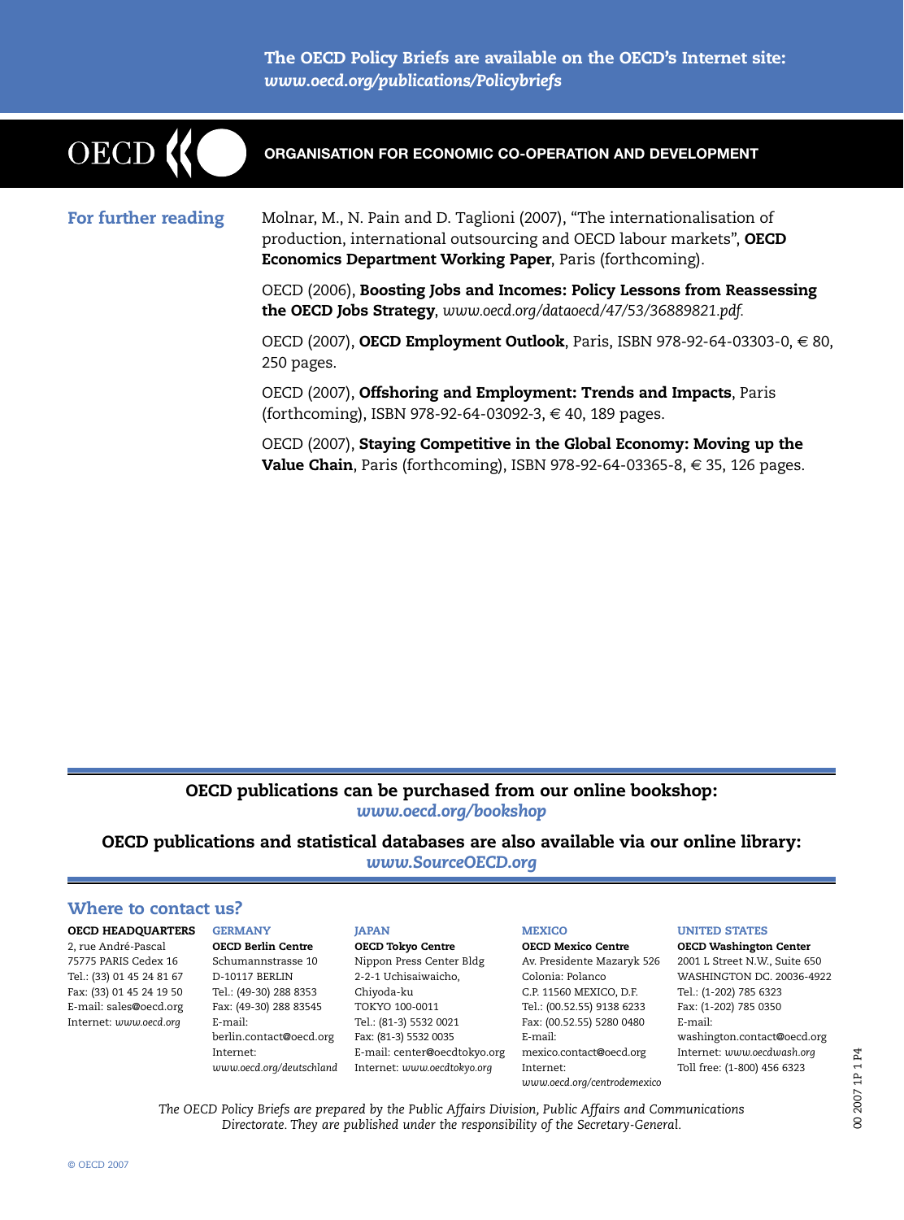**The OECD Policy Briefs are available on the OECD's Internet site:**
***www.oecd.org/publications/Policybriefs***

OECD

**ORGANISATION FOR ECONOMIC CO-OPERATION AND DEVELOPMENT**

## For further reading

Molnar, M., N. Pain and D. Taglioni (2007), "The internationalisation of production, international outsourcing and OECD labour markets", **OECD Economics Department Working Paper**, Paris (forthcoming).

OECD (2006), **Boosting Jobs and Incomes: Policy Lessons from Reassessing the OECD Jobs Strategy**, *www.oecd.org/dataoecd/47/53/36889821.pdf.*

OECD (2007), **OECD Employment Outlook**, Paris, ISBN 978-92-64-03303-0, € 80, 250 pages.

OECD (2007), **Offshoring and Employment: Trends and Impacts**, Paris (forthcoming), ISBN 978-92-64-03092-3, € 40, 189 pages.

OECD (2007), **Staying Competitive in the Global Economy: Moving up the Value Chain**, Paris (forthcoming), ISBN 978-92-64-03365-8, € 35, 126 pages.

**OECD publications can be purchased from our online bookshop:**
***www.oecd.org/bookshop***

**OECD publications and statistical databases are also available via our online library:**
***www.SourceOECD.org***

## Where to contact us?

**OECD HEADQUARTERS**
2, rue André-Pascal
75775 PARIS Cedex 16
Tel.: (33) 01 45 24 81 67
Fax: (33) 01 45 24 19 50
E-mail: sales@oecd.org
Internet: *www.oecd.org*

**GERMANY**
**OECD Berlin Centre**
Schumannstrasse 10
D-10117 BERLIN
Tel.: (49-30) 288 8353
Fax: (49-30) 288 83545
E-mail:
berlin.contact@oecd.org
Internet:
*www.oecd.org/deutschland*

**JAPAN**
**OECD Tokyo Centre**
Nippon Press Center Bldg
2-2-1 Uchisaiwaicho,
Chiyoda-ku
TOKYO 100-0011
Tel.: (81-3) 5532 0021
Fax: (81-3) 5532 0035
E-mail: center@oecdtokyo.org
Internet: *www.oecdtokyo.org*

**MEXICO**
**OECD Mexico Centre**
Av. Presidente Mazaryk 526
Colonia: Polanco
C.P. 11560 MEXICO, D.F.
Tel.: (00.52.55) 9138 6233
Fax: (00.52.55) 5280 0480
E-mail:
mexico.contact@oecd.org
Internet:
*www.oecd.org/centrodemexico*

**UNITED STATES**
**OECD Washington Center**
2001 L Street N.W., Suite 650
WASHINGTON DC. 20036-4922
Tel.: (1-202) 785 6323
Fax: (1-202) 785 0350
E-mail:
washington.contact@oecd.org
Internet: *www.oecdwash.org*
Toll free: (1-800) 456 6323

*The OECD Policy Briefs are prepared by the Public Affairs Division, Public Affairs and Communications Directorate. They are published under the responsibility of the Secretary-General.*

© OECD 2007

00 2007 1P 1 P4